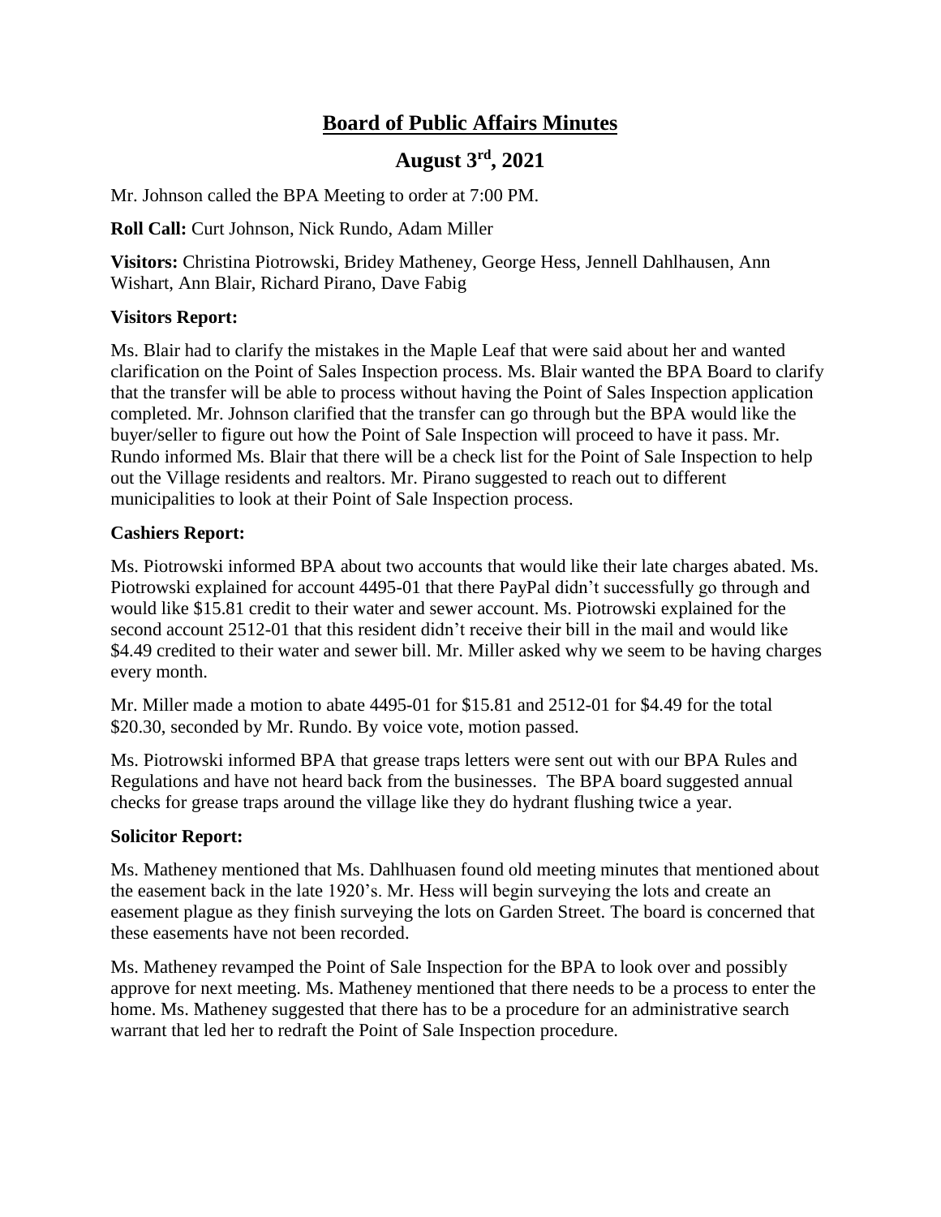# Board of Public Affairs Minutes

## August 3rd, 2021

Mr. Johnson called the BPA Meeting to order at 7:00 PM.

**Roll Call:** Curt Johnson, Nick Rundo, Adam Miller

**Visitors:** Christina Piotrowski, Bridey Matheney, George Hess, Jennell Dahlhausen, Ann Wishart, Ann Blair, Richard Pirano, Dave Fabig

### Visitors Report:

Ms. Blair had to clarify the mistakes in the Maple Leaf that were said about her and wanted clarification on the Point of Sales Inspection process. Ms. Blair wanted the BPA Board to clarify that the transfer will be able to process without having the Point of Sales Inspection application completed. Mr. Johnson clarified that the transfer can go through but the BPA would like the buyer/seller to figure out how the Point of Sale Inspection will proceed to have it pass. Mr. Rundo informed Ms. Blair that there will be a check list for the Point of Sale Inspection to help out the Village residents and realtors. Mr. Pirano suggested to reach out to different municipalities to look at their Point of Sale Inspection process.

### Cashiers Report:

Ms. Piotrowski informed BPA about two accounts that would like their late charges abated. Ms. Piotrowski explained for account 4495-01 that there PayPal didn't successfully go through and would like $15.81 credit to their water and sewer account. Ms. Piotrowski explained for the second account 2512-01 that this resident didn't receive their bill in the mail and would like $4.49 credited to their water and sewer bill. Mr. Miller asked why we seem to be having charges every month.

Mr. Miller made a motion to abate 4495-01 for $15.81 and 2512-01 for $4.49 for the total $20.30, seconded by Mr. Rundo. By voice vote, motion passed.

Ms. Piotrowski informed BPA that grease traps letters were sent out with our BPA Rules and Regulations and have not heard back from the businesses. The BPA board suggested annual checks for grease traps around the village like they do hydrant flushing twice a year.

### Solicitor Report:

Ms. Matheney mentioned that Ms. Dahlhuasen found old meeting minutes that mentioned about the easement back in the late 1920's. Mr. Hess will begin surveying the lots and create an easement plague as they finish surveying the lots on Garden Street. The board is concerned that these easements have not been recorded.

Ms. Matheney revamped the Point of Sale Inspection for the BPA to look over and possibly approve for next meeting. Ms. Matheney mentioned that there needs to be a process to enter the home. Ms. Matheney suggested that there has to be a procedure for an administrative search warrant that led her to redraft the Point of Sale Inspection procedure.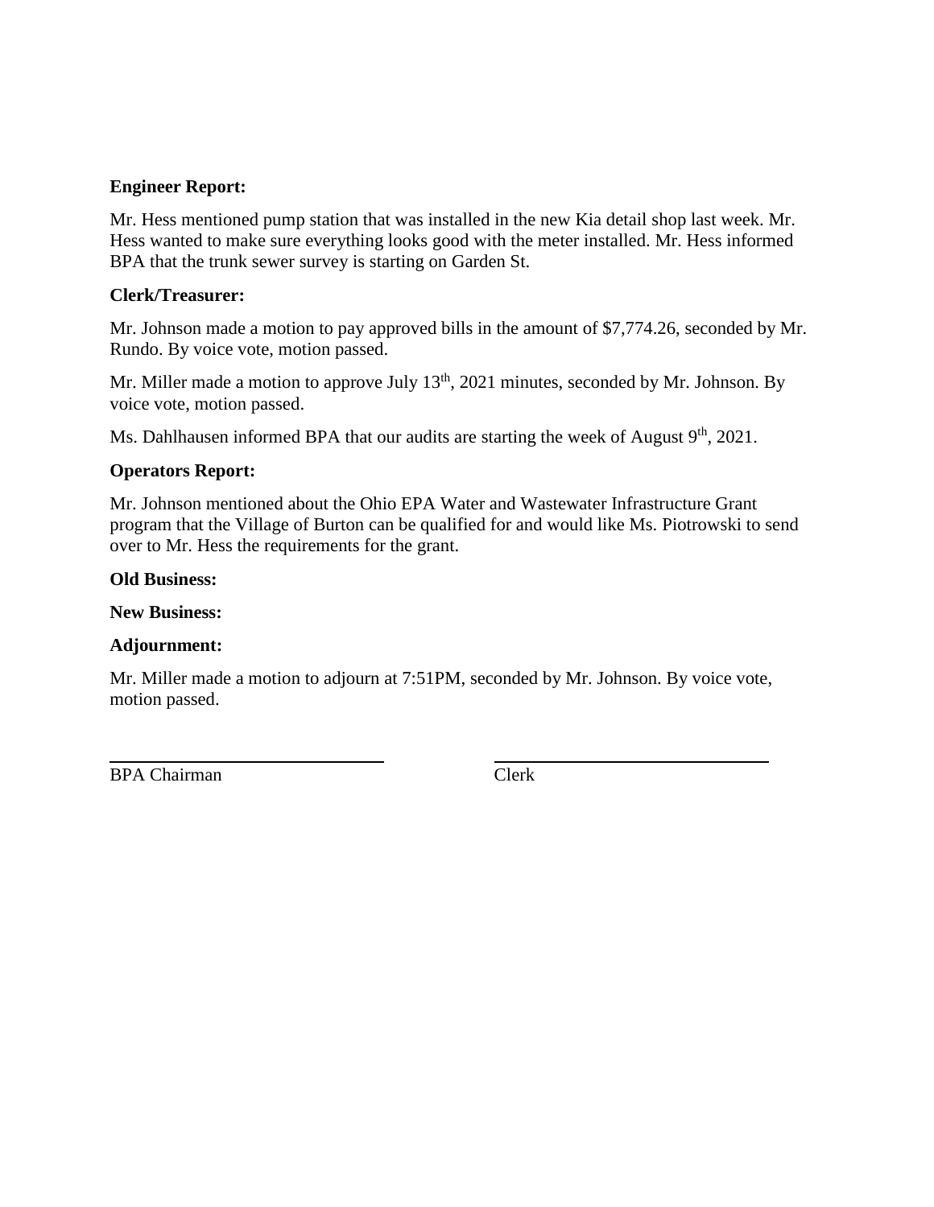**Engineer Report:**

Mr. Hess mentioned pump station that was installed in the new Kia detail shop last week. Mr. Hess wanted to make sure everything looks good with the meter installed. Mr. Hess informed BPA that the trunk sewer survey is starting on Garden St.

**Clerk/Treasurer:**

Mr. Johnson made a motion to pay approved bills in the amount of $7,774.26, seconded by Mr. Rundo. By voice vote, motion passed.

Mr. Miller made a motion to approve July 13th, 2021 minutes, seconded by Mr. Johnson. By voice vote, motion passed.

Ms. Dahlhausen informed BPA that our audits are starting the week of August 9th, 2021.

**Operators Report:**

Mr. Johnson mentioned about the Ohio EPA Water and Wastewater Infrastructure Grant program that the Village of Burton can be qualified for and would like Ms. Piotrowski to send over to Mr. Hess the requirements for the grant.

**Old Business:**

**New Business:**

**Adjournment:**

Mr. Miller made a motion to adjourn at 7:51PM, seconded by Mr. Johnson. By voice vote, motion passed.

BPA Chairman

Clerk